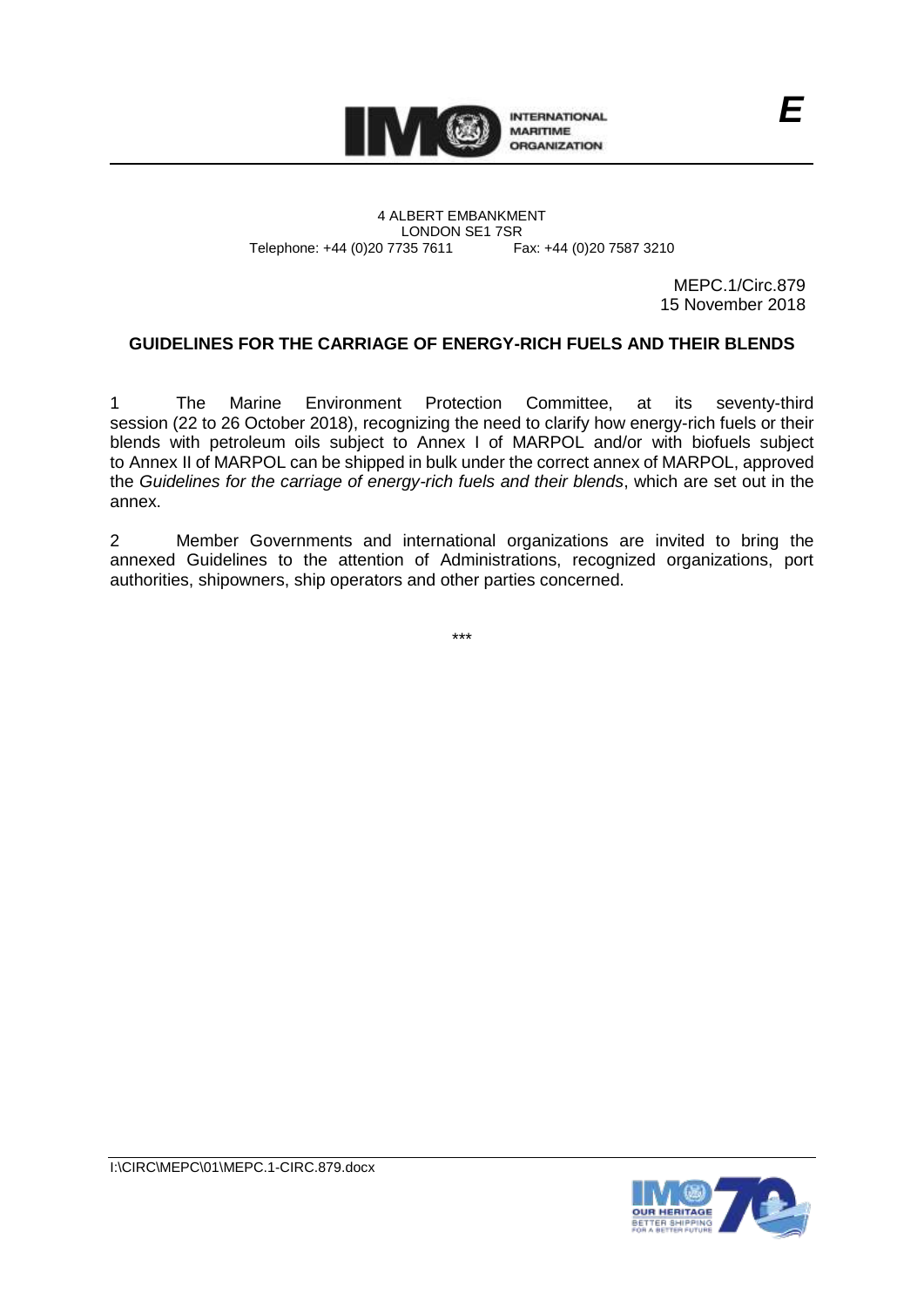E

4 ALBERT EMBANKMENT
LONDON SE1 7SR
Telephone: +44 (0)20 7735 7611 Fax: +44 (0)20 7587 3210

MEPC.1/Circ.879
15 November 2018

## GUIDELINES FOR THE CARRIAGE OF ENERGY-RICH FUELS AND THEIR BLENDS

1 The Marine Environment Protection Committee, at its seventy-third session (22 to 26 October 2018), recognizing the need to clarify how energy-rich fuels or their blends with petroleum oils subject to Annex I of MARPOL and/or with biofuels subject to Annex II of MARPOL can be shipped in bulk under the correct annex of MARPOL, approved the *Guidelines for the carriage of energy-rich fuels and their blends*, which are set out in the annex.

2 Member Governments and international organizations are invited to bring the annexed Guidelines to the attention of Administrations, recognized organizations, port authorities, shipowners, ship operators and other parties concerned.

\*\*\*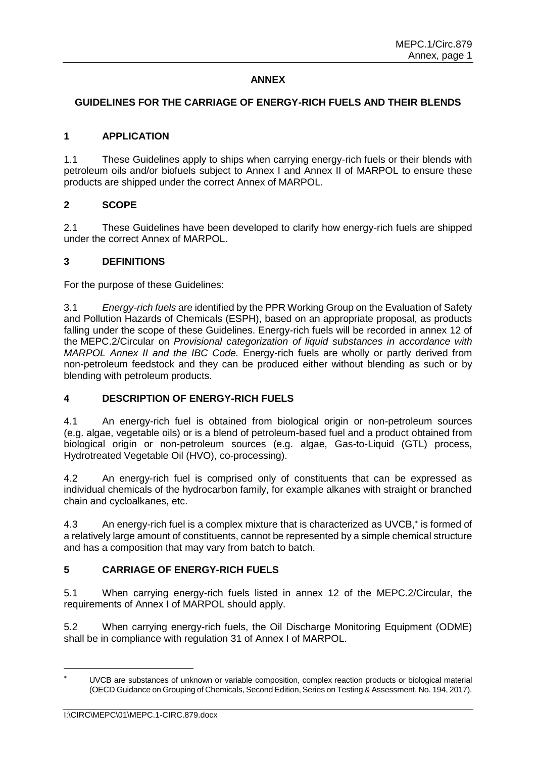## ANNEX

## GUIDELINES FOR THE CARRIAGE OF ENERGY-RICH FUELS AND THEIR BLENDS

### 1 APPLICATION

1.1 These Guidelines apply to ships when carrying energy-rich fuels or their blends with petroleum oils and/or biofuels subject to Annex I and Annex II of MARPOL to ensure these products are shipped under the correct Annex of MARPOL.

### 2 SCOPE

2.1 These Guidelines have been developed to clarify how energy-rich fuels are shipped under the correct Annex of MARPOL.

### 3 DEFINITIONS

For the purpose of these Guidelines:

3.1 *Energy-rich fuels* are identified by the PPR Working Group on the Evaluation of Safety and Pollution Hazards of Chemicals (ESPH), based on an appropriate proposal, as products falling under the scope of these Guidelines. Energy-rich fuels will be recorded in annex 12 of the MEPC.2/Circular on *Provisional categorization of liquid substances in accordance with MARPOL Annex II and the IBC Code.* Energy-rich fuels are wholly or partly derived from non-petroleum feedstock and they can be produced either without blending as such or by blending with petroleum products.

### 4 DESCRIPTION OF ENERGY-RICH FUELS

4.1 An energy-rich fuel is obtained from biological origin or non-petroleum sources (e.g. algae, vegetable oils) or is a blend of petroleum-based fuel and a product obtained from biological origin or non-petroleum sources (e.g. algae, Gas-to-Liquid (GTL) process, Hydrotreated Vegetable Oil (HVO), co-processing).

4.2 An energy-rich fuel is comprised only of constituents that can be expressed as individual chemicals of the hydrocarbon family, for example alkanes with straight or branched chain and cycloalkanes, etc.

4.3 An energy-rich fuel is a complex mixture that is characterized as UVCB,[*] is formed of a relatively large amount of constituents, cannot be represented by a simple chemical structure and has a composition that may vary from batch to batch.

### 5 CARRIAGE OF ENERGY-RICH FUELS

5.1 When carrying energy-rich fuels listed in annex 12 of the MEPC.2/Circular, the requirements of Annex I of MARPOL should apply.

5.2 When carrying energy-rich fuels, the Oil Discharge Monitoring Equipment (ODME) shall be in compliance with regulation 31 of Annex I of MARPOL.

---

[*] UVCB are substances of unknown or variable composition, complex reaction products or biological material (OECD Guidance on Grouping of Chemicals, Second Edition, Series on Testing & Assessment, No. 194, 2017).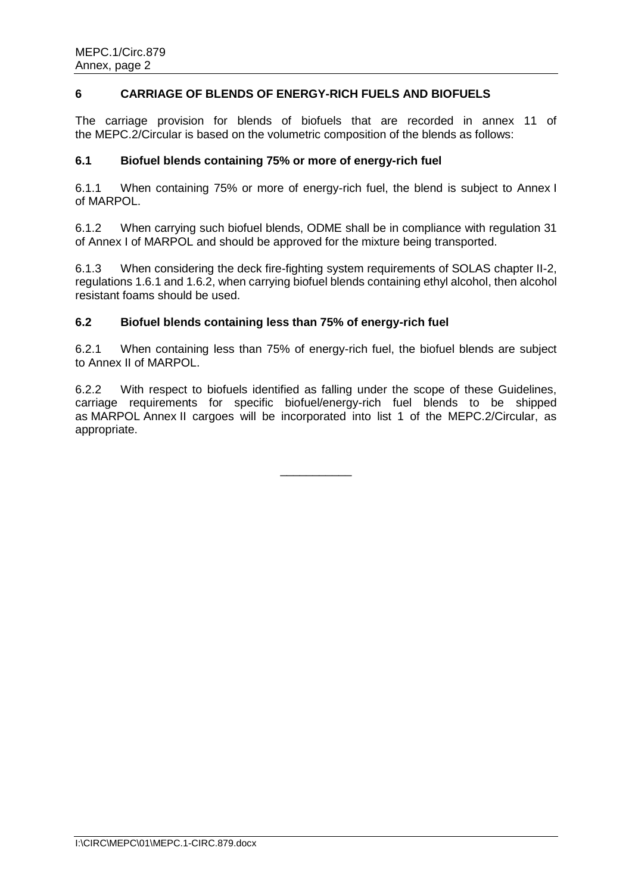## 6 CARRIAGE OF BLENDS OF ENERGY-RICH FUELS AND BIOFUELS

The carriage provision for blends of biofuels that are recorded in annex 11 of the MEPC.2/Circular is based on the volumetric composition of the blends as follows:

### 6.1 Biofuel blends containing 75% or more of energy-rich fuel

6.1.1 When containing 75% or more of energy-rich fuel, the blend is subject to Annex I of MARPOL.

6.1.2 When carrying such biofuel blends, ODME shall be in compliance with regulation 31 of Annex I of MARPOL and should be approved for the mixture being transported.

6.1.3 When considering the deck fire-fighting system requirements of SOLAS chapter II-2, regulations 1.6.1 and 1.6.2, when carrying biofuel blends containing ethyl alcohol, then alcohol resistant foams should be used.

### 6.2 Biofuel blends containing less than 75% of energy-rich fuel

6.2.1 When containing less than 75% of energy-rich fuel, the biofuel blends are subject to Annex II of MARPOL.

6.2.2 With respect to biofuels identified as falling under the scope of these Guidelines, carriage requirements for specific biofuel/energy-rich fuel blends to be shipped as MARPOL Annex II cargoes will be incorporated into list 1 of the MEPC.2/Circular, as appropriate.

___________